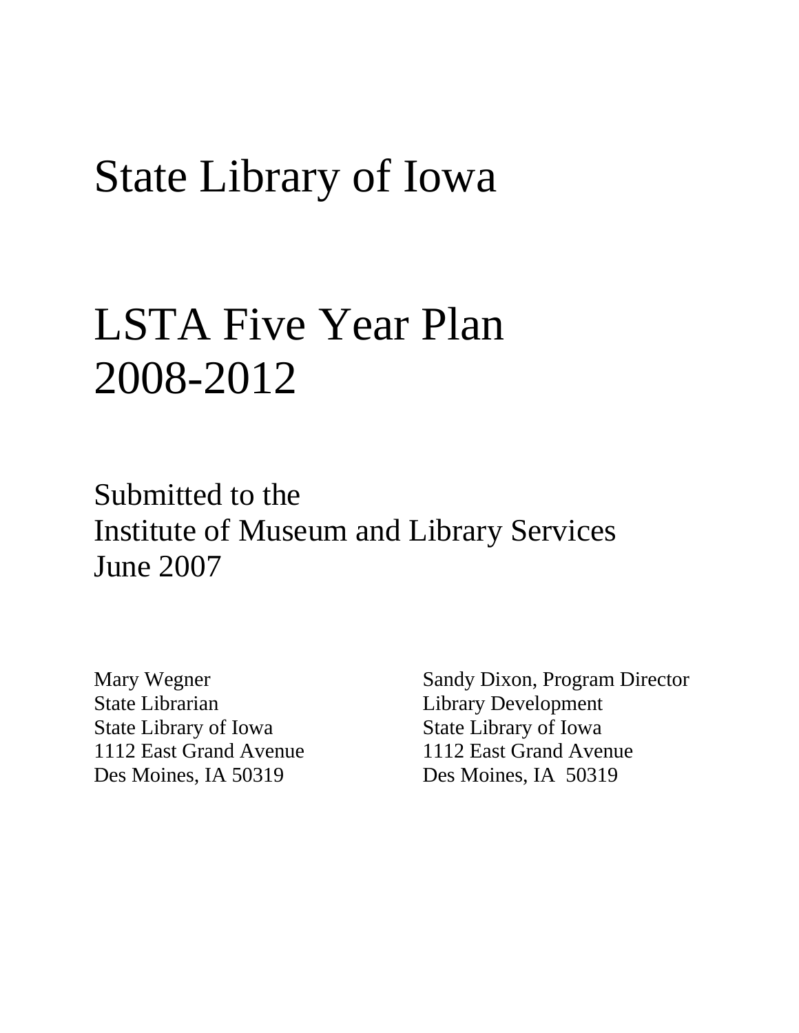# State Library of Iowa

# LSTA Five Year Plan 2008-2012

## Submitted to the Institute of Museum and Library Services June 2007

Mary Wegner
State Librarian
State Library of Iowa
1112 East Grand Avenue
Des Moines, IA 50319

Sandy Dixon, Program Director
Library Development
State Library of Iowa
1112 East Grand Avenue
Des Moines, IA 50319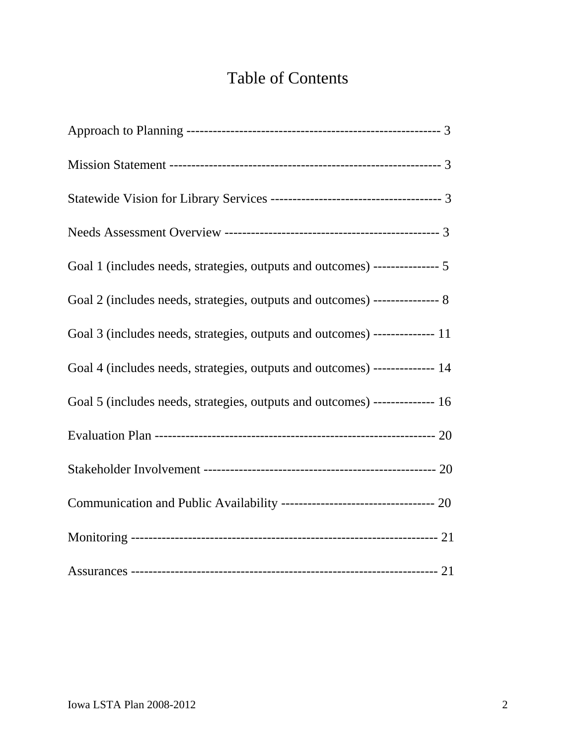# Table of Contents

Approach to Planning ---------------------------------------------------------- 3

Mission Statement -------------------------------------------------------------- 3

Statewide Vision for Library Services --------------------------------------- 3

Needs Assessment Overview ------------------------------------------------ 3

Goal 1 (includes needs, strategies, outputs and outcomes) --------------- 5

Goal 2 (includes needs, strategies, outputs and outcomes) --------------- 8

Goal 3 (includes needs, strategies, outputs and outcomes) -------------- 11

Goal 4 (includes needs, strategies, outputs and outcomes) -------------- 14

Goal 5 (includes needs, strategies, outputs and outcomes) -------------- 16

Evaluation Plan ---------------------------------------------------------------- 20

Stakeholder Involvement ----------------------------------------------------- 20

Communication and Public Availability ----------------------------------- 20

Monitoring -------------------------------------------------------------------- 21

Assurances -------------------------------------------------------------------- 21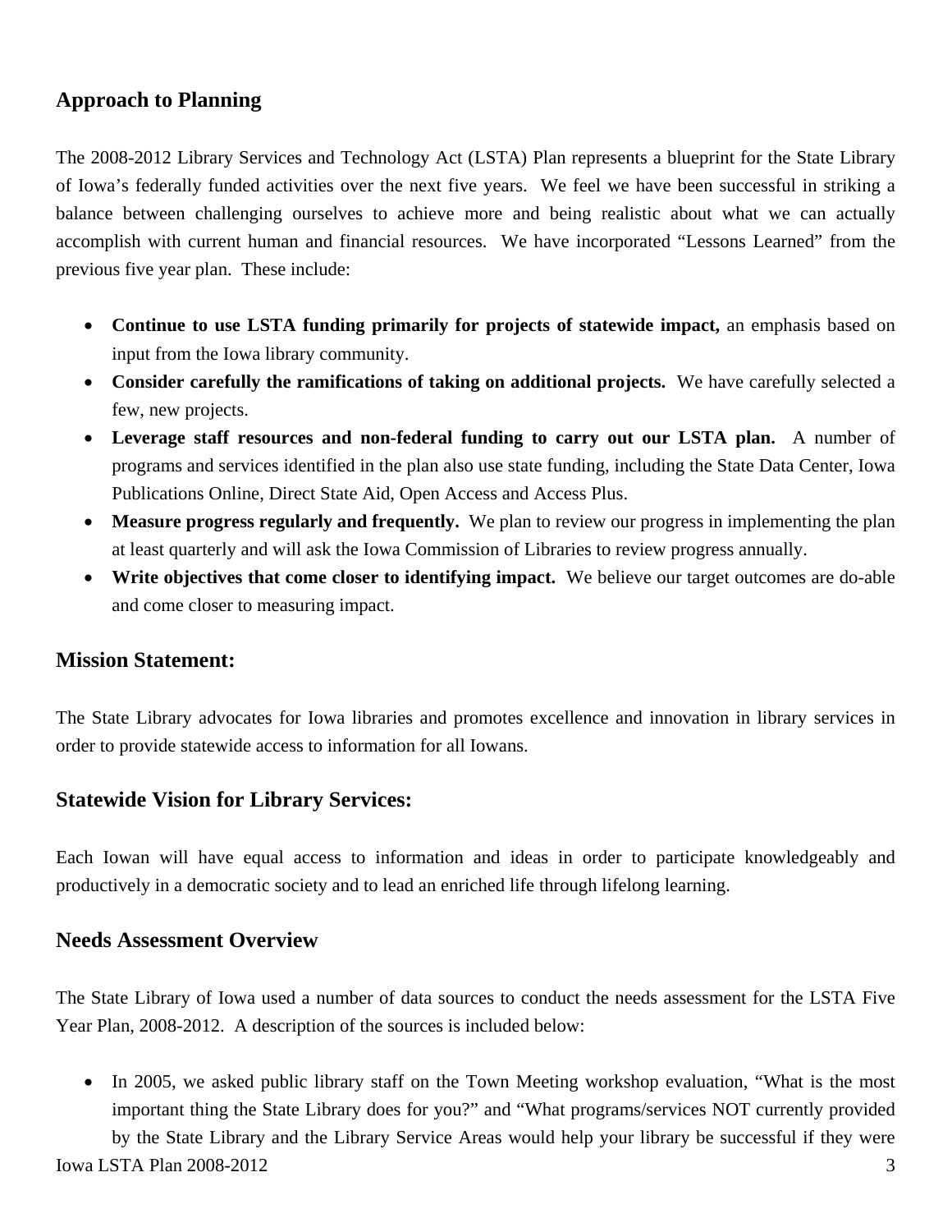## Approach to Planning

The 2008-2012 Library Services and Technology Act (LSTA) Plan represents a blueprint for the State Library of Iowa's federally funded activities over the next five years. We feel we have been successful in striking a balance between challenging ourselves to achieve more and being realistic about what we can actually accomplish with current human and financial resources. We have incorporated "Lessons Learned" from the previous five year plan. These include:

- **Continue to use LSTA funding primarily for projects of statewide impact,** an emphasis based on input from the Iowa library community.
- **Consider carefully the ramifications of taking on additional projects.** We have carefully selected a few, new projects.
- **Leverage staff resources and non-federal funding to carry out our LSTA plan.** A number of programs and services identified in the plan also use state funding, including the State Data Center, Iowa Publications Online, Direct State Aid, Open Access and Access Plus.
- **Measure progress regularly and frequently.** We plan to review our progress in implementing the plan at least quarterly and will ask the Iowa Commission of Libraries to review progress annually.
- **Write objectives that come closer to identifying impact.** We believe our target outcomes are do-able and come closer to measuring impact.

## Mission Statement:

The State Library advocates for Iowa libraries and promotes excellence and innovation in library services in order to provide statewide access to information for all Iowans.

## Statewide Vision for Library Services:

Each Iowan will have equal access to information and ideas in order to participate knowledgeably and productively in a democratic society and to lead an enriched life through lifelong learning.

## Needs Assessment Overview

The State Library of Iowa used a number of data sources to conduct the needs assessment for the LSTA Five Year Plan, 2008-2012. A description of the sources is included below:

- In 2005, we asked public library staff on the Town Meeting workshop evaluation, "What is the most important thing the State Library does for you?" and "What programs/services NOT currently provided by the State Library and the Library Service Areas would help your library be successful if they were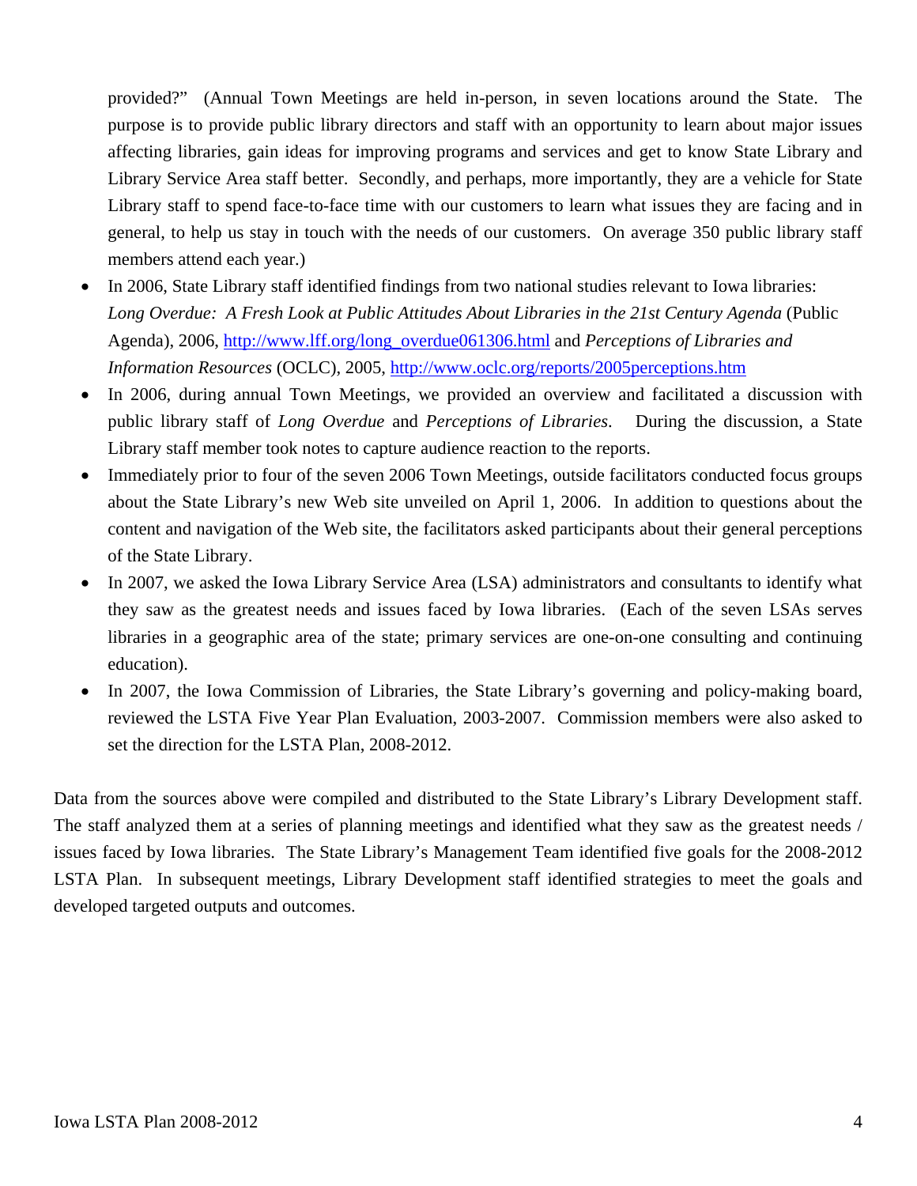provided?" (Annual Town Meetings are held in-person, in seven locations around the State. The purpose is to provide public library directors and staff with an opportunity to learn about major issues affecting libraries, gain ideas for improving programs and services and get to know State Library and Library Service Area staff better. Secondly, and perhaps, more importantly, they are a vehicle for State Library staff to spend face-to-face time with our customers to learn what issues they are facing and in general, to help us stay in touch with the needs of our customers. On average 350 public library staff members attend each year.)

- In 2006, State Library staff identified findings from two national studies relevant to Iowa libraries: *Long Overdue: A Fresh Look at Public Attitudes About Libraries in the 21st Century Agenda* (Public Agenda), 2006, http://www.lff.org/long_overdue061306.html and *Perceptions of Libraries and Information Resources* (OCLC), 2005, http://www.oclc.org/reports/2005perceptions.htm
- In 2006, during annual Town Meetings, we provided an overview and facilitated a discussion with public library staff of *Long Overdue* and *Perceptions of Libraries*. During the discussion, a State Library staff member took notes to capture audience reaction to the reports.
- Immediately prior to four of the seven 2006 Town Meetings, outside facilitators conducted focus groups about the State Library's new Web site unveiled on April 1, 2006. In addition to questions about the content and navigation of the Web site, the facilitators asked participants about their general perceptions of the State Library.
- In 2007, we asked the Iowa Library Service Area (LSA) administrators and consultants to identify what they saw as the greatest needs and issues faced by Iowa libraries. (Each of the seven LSAs serves libraries in a geographic area of the state; primary services are one-on-one consulting and continuing education).
- In 2007, the Iowa Commission of Libraries, the State Library's governing and policy-making board, reviewed the LSTA Five Year Plan Evaluation, 2003-2007. Commission members were also asked to set the direction for the LSTA Plan, 2008-2012.

Data from the sources above were compiled and distributed to the State Library's Library Development staff. The staff analyzed them at a series of planning meetings and identified what they saw as the greatest needs / issues faced by Iowa libraries. The State Library's Management Team identified five goals for the 2008-2012 LSTA Plan. In subsequent meetings, Library Development staff identified strategies to meet the goals and developed targeted outputs and outcomes.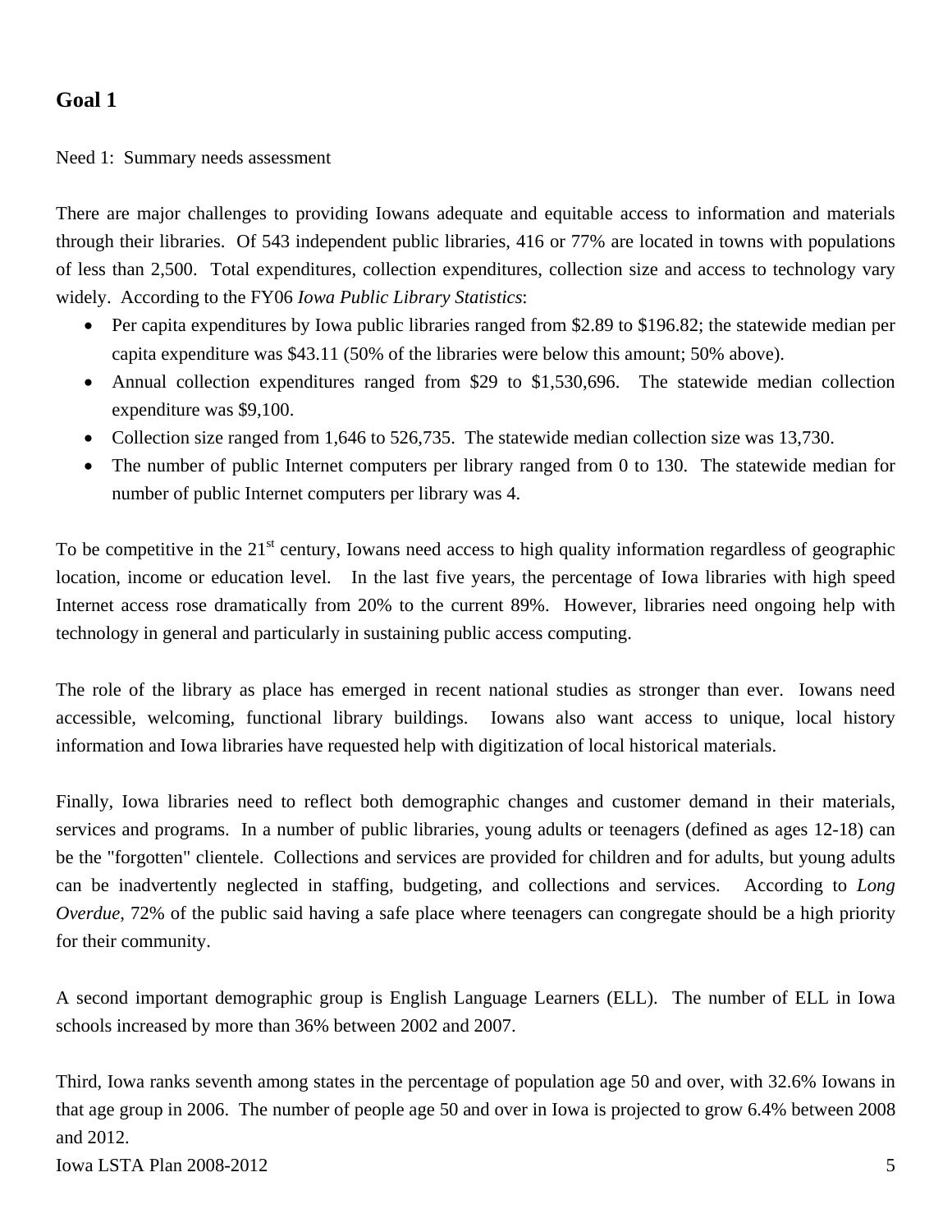## Goal 1

Need 1: Summary needs assessment

There are major challenges to providing Iowans adequate and equitable access to information and materials through their libraries. Of 543 independent public libraries, 416 or 77% are located in towns with populations of less than 2,500. Total expenditures, collection expenditures, collection size and access to technology vary widely. According to the FY06 *Iowa Public Library Statistics*:

- Per capita expenditures by Iowa public libraries ranged from $2.89 to $196.82; the statewide median per capita expenditure was $43.11 (50% of the libraries were below this amount; 50% above).
- Annual collection expenditures ranged from $29 to $1,530,696. The statewide median collection expenditure was $9,100.
- Collection size ranged from 1,646 to 526,735. The statewide median collection size was 13,730.
- The number of public Internet computers per library ranged from 0 to 130. The statewide median for number of public Internet computers per library was 4.

To be competitive in the 21st century, Iowans need access to high quality information regardless of geographic location, income or education level. In the last five years, the percentage of Iowa libraries with high speed Internet access rose dramatically from 20% to the current 89%. However, libraries need ongoing help with technology in general and particularly in sustaining public access computing.

The role of the library as place has emerged in recent national studies as stronger than ever. Iowans need accessible, welcoming, functional library buildings. Iowans also want access to unique, local history information and Iowa libraries have requested help with digitization of local historical materials.

Finally, Iowa libraries need to reflect both demographic changes and customer demand in their materials, services and programs. In a number of public libraries, young adults or teenagers (defined as ages 12-18) can be the "forgotten" clientele. Collections and services are provided for children and for adults, but young adults can be inadvertently neglected in staffing, budgeting, and collections and services. According to *Long Overdue*, 72% of the public said having a safe place where teenagers can congregate should be a high priority for their community.

A second important demographic group is English Language Learners (ELL). The number of ELL in Iowa schools increased by more than 36% between 2002 and 2007.

Third, Iowa ranks seventh among states in the percentage of population age 50 and over, with 32.6% Iowans in that age group in 2006. The number of people age 50 and over in Iowa is projected to grow 6.4% between 2008 and 2012.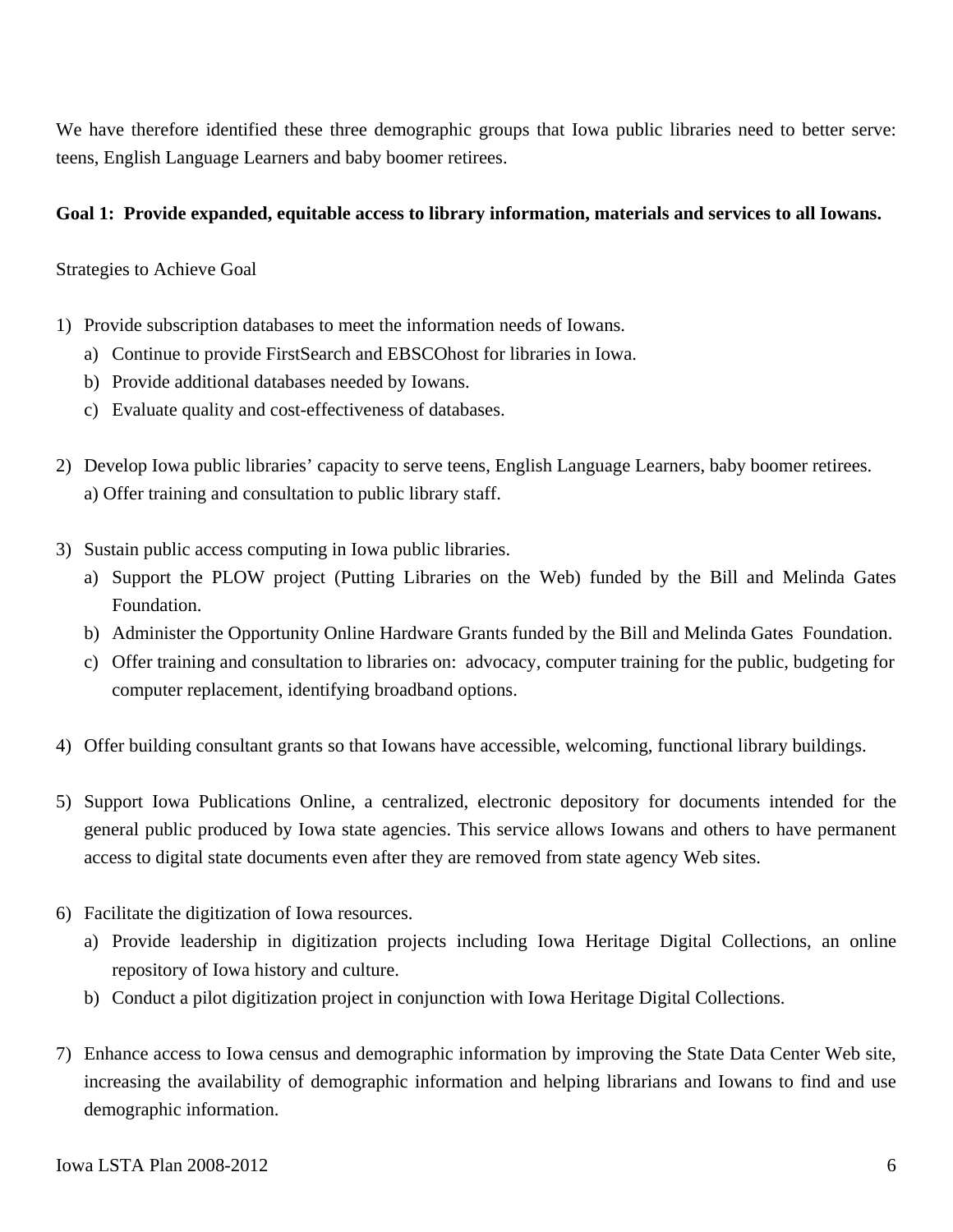We have therefore identified these three demographic groups that Iowa public libraries need to better serve: teens, English Language Learners and baby boomer retirees.

**Goal 1: Provide expanded, equitable access to library information, materials and services to all Iowans.**

Strategies to Achieve Goal

1) Provide subscription databases to meet the information needs of Iowans.
   a) Continue to provide FirstSearch and EBSCOhost for libraries in Iowa.
   b) Provide additional databases needed by Iowans.
   c) Evaluate quality and cost-effectiveness of databases.

2) Develop Iowa public libraries' capacity to serve teens, English Language Learners, baby boomer retirees.
   a) Offer training and consultation to public library staff.

3) Sustain public access computing in Iowa public libraries.
   a) Support the PLOW project (Putting Libraries on the Web) funded by the Bill and Melinda Gates Foundation.
   b) Administer the Opportunity Online Hardware Grants funded by the Bill and Melinda Gates Foundation.
   c) Offer training and consultation to libraries on: advocacy, computer training for the public, budgeting for computer replacement, identifying broadband options.

4) Offer building consultant grants so that Iowans have accessible, welcoming, functional library buildings.

5) Support Iowa Publications Online, a centralized, electronic depository for documents intended for the general public produced by Iowa state agencies. This service allows Iowans and others to have permanent access to digital state documents even after they are removed from state agency Web sites.

6) Facilitate the digitization of Iowa resources.
   a) Provide leadership in digitization projects including Iowa Heritage Digital Collections, an online repository of Iowa history and culture.
   b) Conduct a pilot digitization project in conjunction with Iowa Heritage Digital Collections.

7) Enhance access to Iowa census and demographic information by improving the State Data Center Web site, increasing the availability of demographic information and helping librarians and Iowans to find and use demographic information.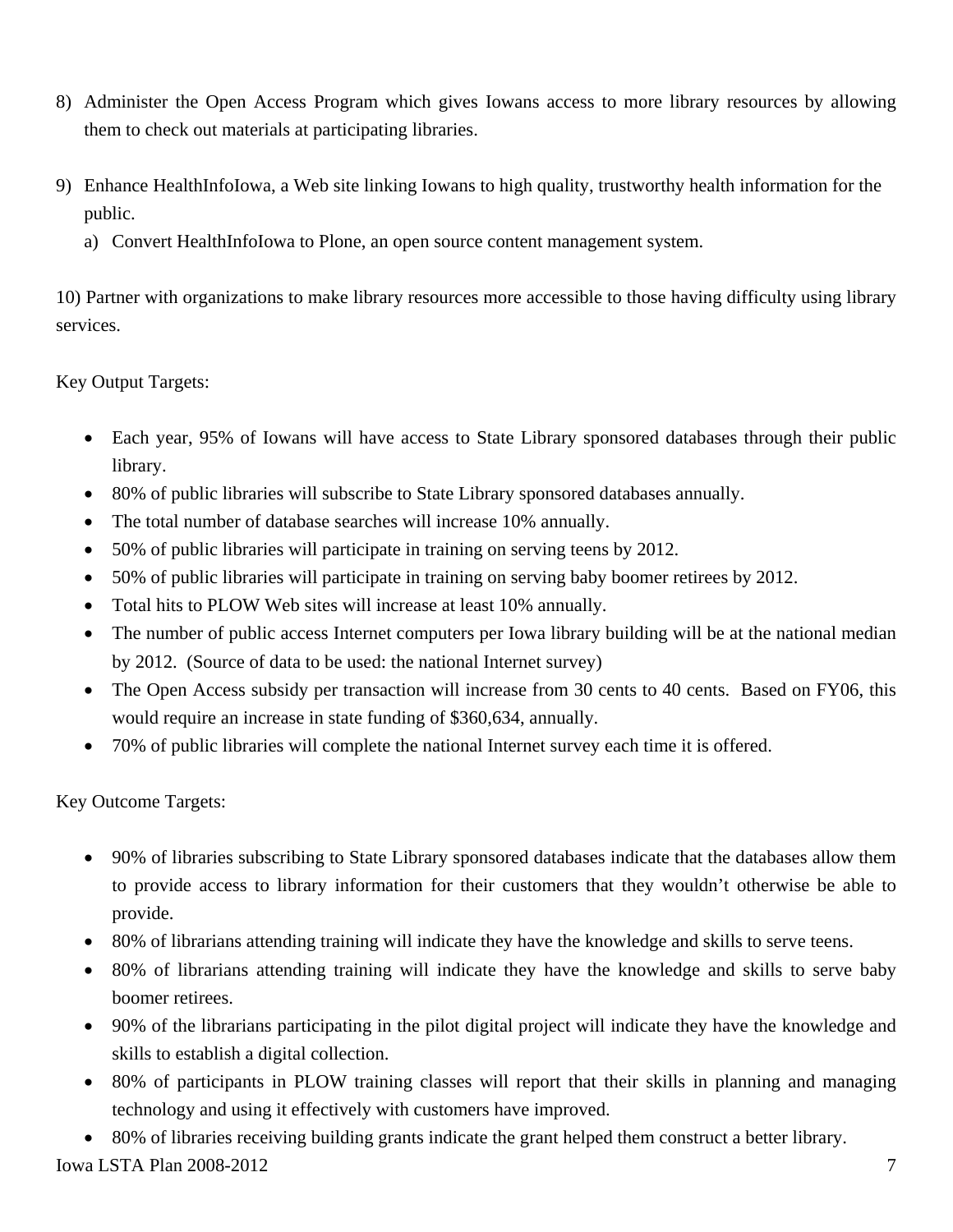8) Administer the Open Access Program which gives Iowans access to more library resources by allowing them to check out materials at participating libraries.

9) Enhance HealthInfoIowa, a Web site linking Iowans to high quality, trustworthy health information for the public.
   a) Convert HealthInfoIowa to Plone, an open source content management system.

10) Partner with organizations to make library resources more accessible to those having difficulty using library services.

Key Output Targets:

- Each year, 95% of Iowans will have access to State Library sponsored databases through their public library.
- 80% of public libraries will subscribe to State Library sponsored databases annually.
- The total number of database searches will increase 10% annually.
- 50% of public libraries will participate in training on serving teens by 2012.
- 50% of public libraries will participate in training on serving baby boomer retirees by 2012.
- Total hits to PLOW Web sites will increase at least 10% annually.
- The number of public access Internet computers per Iowa library building will be at the national median by 2012. (Source of data to be used: the national Internet survey)
- The Open Access subsidy per transaction will increase from 30 cents to 40 cents. Based on FY06, this would require an increase in state funding of $360,634, annually.
- 70% of public libraries will complete the national Internet survey each time it is offered.

Key Outcome Targets:

- 90% of libraries subscribing to State Library sponsored databases indicate that the databases allow them to provide access to library information for their customers that they wouldn't otherwise be able to provide.
- 80% of librarians attending training will indicate they have the knowledge and skills to serve teens.
- 80% of librarians attending training will indicate they have the knowledge and skills to serve baby boomer retirees.
- 90% of the librarians participating in the pilot digital project will indicate they have the knowledge and skills to establish a digital collection.
- 80% of participants in PLOW training classes will report that their skills in planning and managing technology and using it effectively with customers have improved.
- 80% of libraries receiving building grants indicate the grant helped them construct a better library.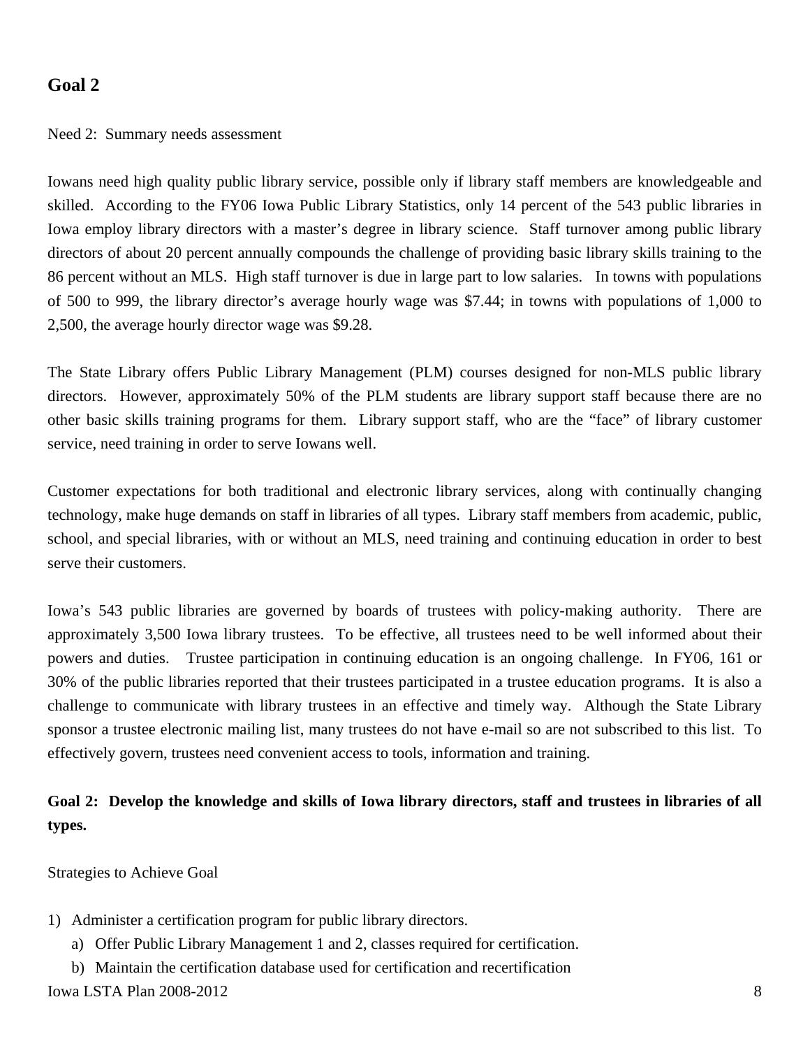## Goal 2

Need 2: Summary needs assessment

Iowans need high quality public library service, possible only if library staff members are knowledgeable and skilled. According to the FY06 Iowa Public Library Statistics, only 14 percent of the 543 public libraries in Iowa employ library directors with a master's degree in library science. Staff turnover among public library directors of about 20 percent annually compounds the challenge of providing basic library skills training to the 86 percent without an MLS. High staff turnover is due in large part to low salaries. In towns with populations of 500 to 999, the library director's average hourly wage was $7.44; in towns with populations of 1,000 to 2,500, the average hourly director wage was $9.28.

The State Library offers Public Library Management (PLM) courses designed for non-MLS public library directors. However, approximately 50% of the PLM students are library support staff because there are no other basic skills training programs for them. Library support staff, who are the "face" of library customer service, need training in order to serve Iowans well.

Customer expectations for both traditional and electronic library services, along with continually changing technology, make huge demands on staff in libraries of all types. Library staff members from academic, public, school, and special libraries, with or without an MLS, need training and continuing education in order to best serve their customers.

Iowa's 543 public libraries are governed by boards of trustees with policy-making authority. There are approximately 3,500 Iowa library trustees. To be effective, all trustees need to be well informed about their powers and duties. Trustee participation in continuing education is an ongoing challenge. In FY06, 161 or 30% of the public libraries reported that their trustees participated in a trustee education programs. It is also a challenge to communicate with library trustees in an effective and timely way. Although the State Library sponsor a trustee electronic mailing list, many trustees do not have e-mail so are not subscribed to this list. To effectively govern, trustees need convenient access to tools, information and training.

**Goal 2: Develop the knowledge and skills of Iowa library directors, staff and trustees in libraries of all types.**

Strategies to Achieve Goal

1) Administer a certification program for public library directors.
    a) Offer Public Library Management 1 and 2, classes required for certification.
    b) Maintain the certification database used for certification and recertification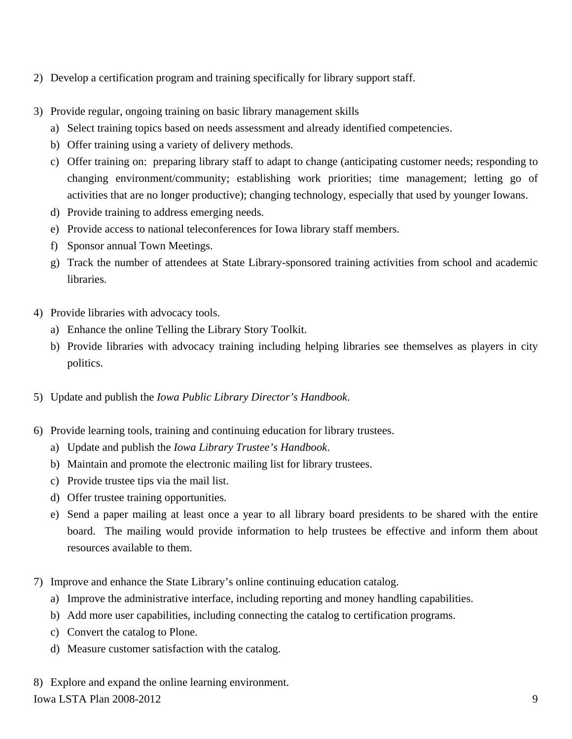2) Develop a certification program and training specifically for library support staff.

3) Provide regular, ongoing training on basic library management skills
   a) Select training topics based on needs assessment and already identified competencies.
   b) Offer training using a variety of delivery methods.
   c) Offer training on: preparing library staff to adapt to change (anticipating customer needs; responding to changing environment/community; establishing work priorities; time management; letting go of activities that are no longer productive); changing technology, especially that used by younger Iowans.
   d) Provide training to address emerging needs.
   e) Provide access to national teleconferences for Iowa library staff members.
   f) Sponsor annual Town Meetings.
   g) Track the number of attendees at State Library-sponsored training activities from school and academic libraries.

4) Provide libraries with advocacy tools.
   a) Enhance the online Telling the Library Story Toolkit.
   b) Provide libraries with advocacy training including helping libraries see themselves as players in city politics.

5) Update and publish the *Iowa Public Library Director's Handbook*.

6) Provide learning tools, training and continuing education for library trustees.
   a) Update and publish the *Iowa Library Trustee's Handbook*.
   b) Maintain and promote the electronic mailing list for library trustees.
   c) Provide trustee tips via the mail list.
   d) Offer trustee training opportunities.
   e) Send a paper mailing at least once a year to all library board presidents to be shared with the entire board. The mailing would provide information to help trustees be effective and inform them about resources available to them.

7) Improve and enhance the State Library's online continuing education catalog.
   a) Improve the administrative interface, including reporting and money handling capabilities.
   b) Add more user capabilities, including connecting the catalog to certification programs.
   c) Convert the catalog to Plone.
   d) Measure customer satisfaction with the catalog.

8) Explore and expand the online learning environment.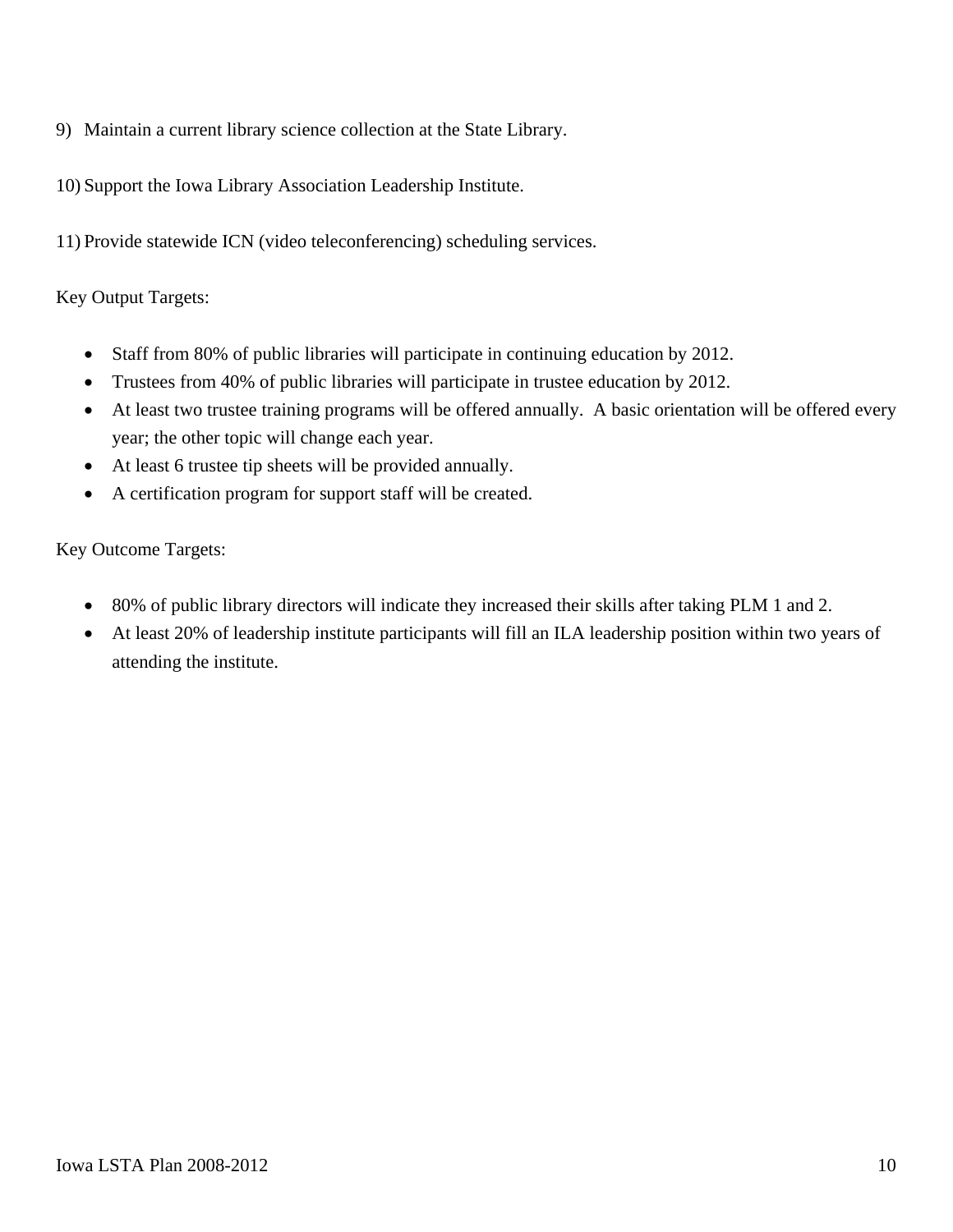9) Maintain a current library science collection at the State Library.

10) Support the Iowa Library Association Leadership Institute.

11) Provide statewide ICN (video teleconferencing) scheduling services.

Key Output Targets:

- Staff from 80% of public libraries will participate in continuing education by 2012.
- Trustees from 40% of public libraries will participate in trustee education by 2012.
- At least two trustee training programs will be offered annually. A basic orientation will be offered every year; the other topic will change each year.
- At least 6 trustee tip sheets will be provided annually.
- A certification program for support staff will be created.

Key Outcome Targets:

- 80% of public library directors will indicate they increased their skills after taking PLM 1 and 2.
- At least 20% of leadership institute participants will fill an ILA leadership position within two years of attending the institute.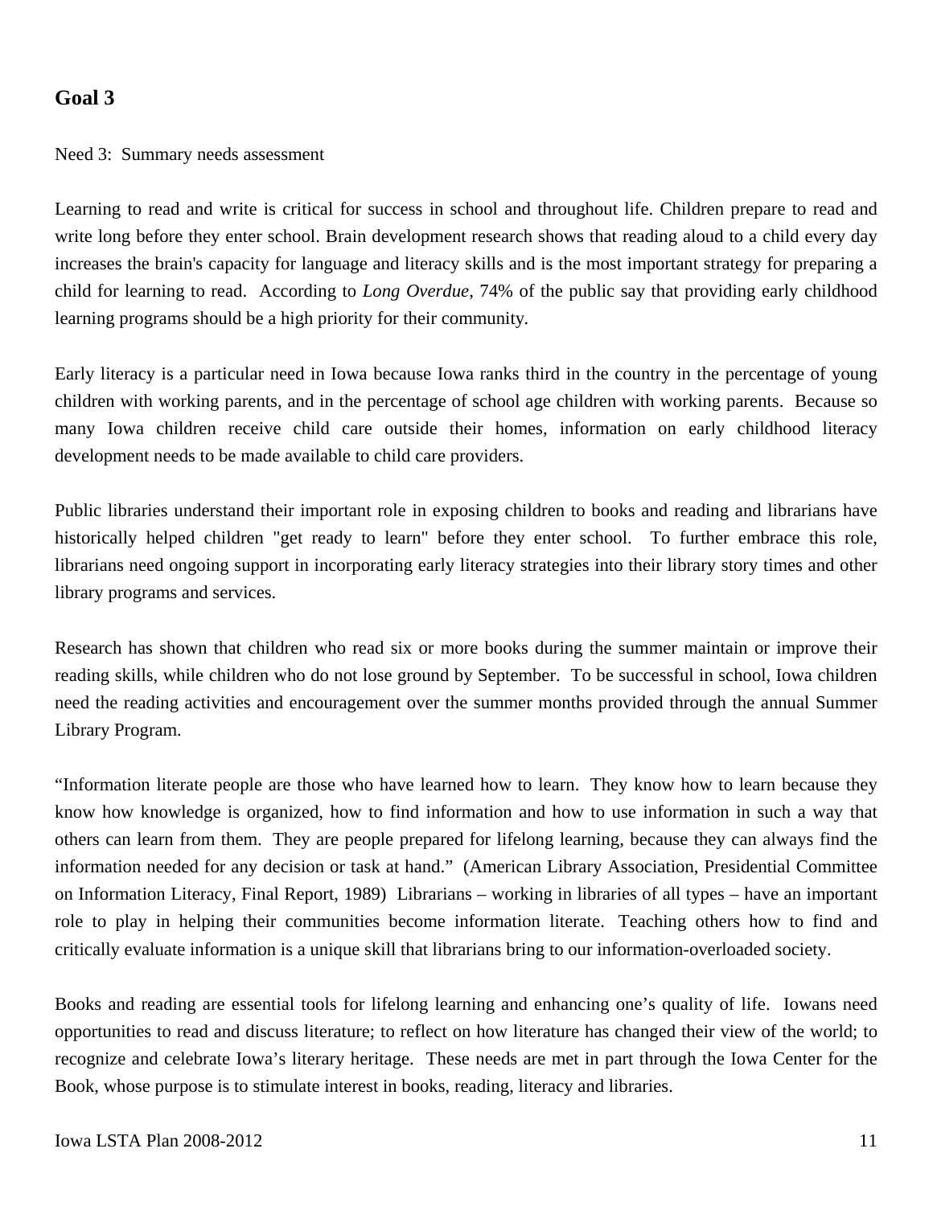## Goal 3

Need 3: Summary needs assessment

Learning to read and write is critical for success in school and throughout life. Children prepare to read and write long before they enter school. Brain development research shows that reading aloud to a child every day increases the brain's capacity for language and literacy skills and is the most important strategy for preparing a child for learning to read. According to *Long Overdue*, 74% of the public say that providing early childhood learning programs should be a high priority for their community.

Early literacy is a particular need in Iowa because Iowa ranks third in the country in the percentage of young children with working parents, and in the percentage of school age children with working parents. Because so many Iowa children receive child care outside their homes, information on early childhood literacy development needs to be made available to child care providers.

Public libraries understand their important role in exposing children to books and reading and librarians have historically helped children "get ready to learn" before they enter school. To further embrace this role, librarians need ongoing support in incorporating early literacy strategies into their library story times and other library programs and services.

Research has shown that children who read six or more books during the summer maintain or improve their reading skills, while children who do not lose ground by September. To be successful in school, Iowa children need the reading activities and encouragement over the summer months provided through the annual Summer Library Program.

"Information literate people are those who have learned how to learn. They know how to learn because they know how knowledge is organized, how to find information and how to use information in such a way that others can learn from them. They are people prepared for lifelong learning, because they can always find the information needed for any decision or task at hand." (American Library Association, Presidential Committee on Information Literacy, Final Report, 1989) Librarians – working in libraries of all types – have an important role to play in helping their communities become information literate. Teaching others how to find and critically evaluate information is a unique skill that librarians bring to our information-overloaded society.

Books and reading are essential tools for lifelong learning and enhancing one's quality of life. Iowans need opportunities to read and discuss literature; to reflect on how literature has changed their view of the world; to recognize and celebrate Iowa's literary heritage. These needs are met in part through the Iowa Center for the Book, whose purpose is to stimulate interest in books, reading, literacy and libraries.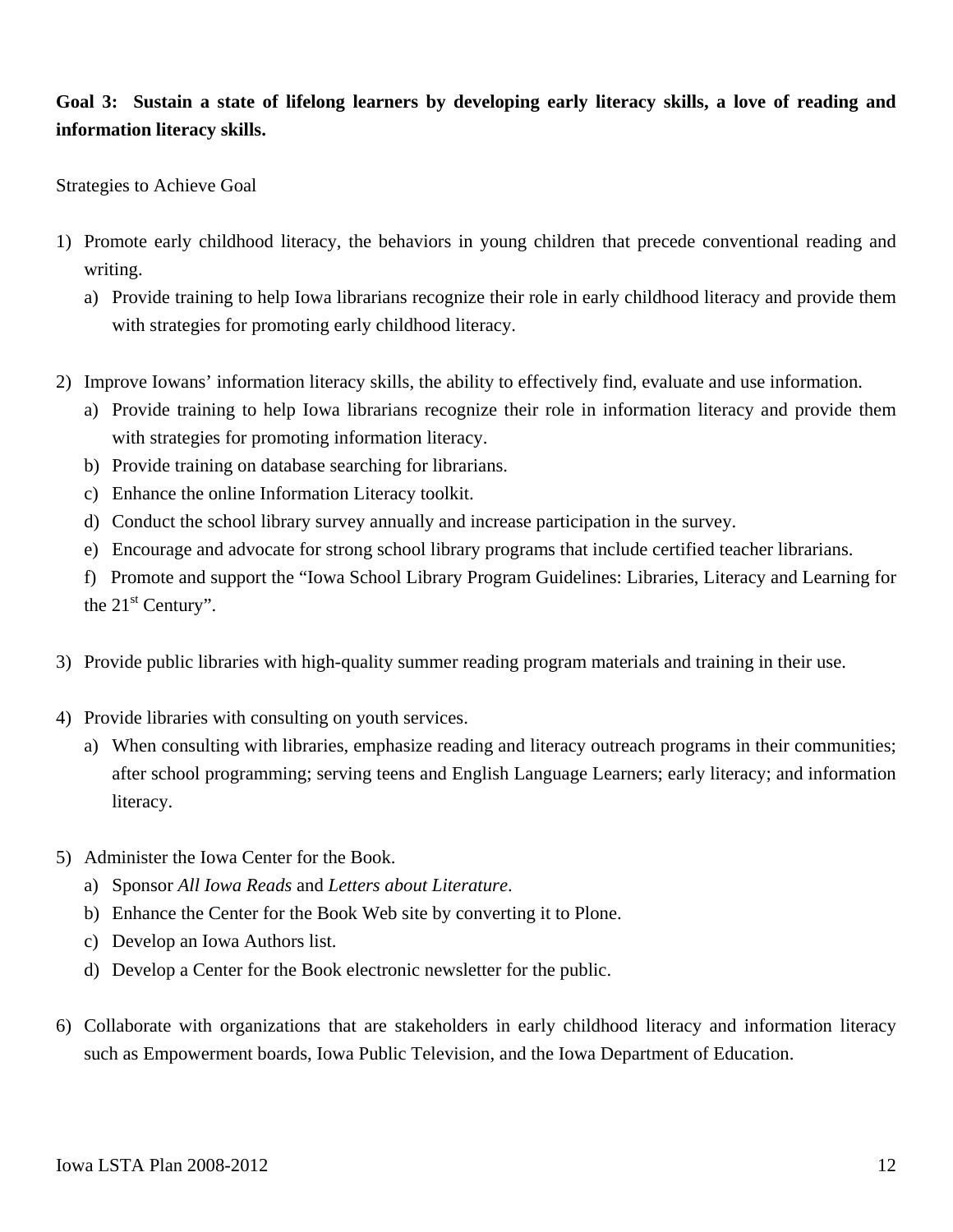**Goal 3: Sustain a state of lifelong learners by developing early literacy skills, a love of reading and information literacy skills.**

Strategies to Achieve Goal

1) Promote early childhood literacy, the behaviors in young children that precede conventional reading and writing.
   a) Provide training to help Iowa librarians recognize their role in early childhood literacy and provide them with strategies for promoting early childhood literacy.

2) Improve Iowans' information literacy skills, the ability to effectively find, evaluate and use information.
   a) Provide training to help Iowa librarians recognize their role in information literacy and provide them with strategies for promoting information literacy.
   b) Provide training on database searching for librarians.
   c) Enhance the online Information Literacy toolkit.
   d) Conduct the school library survey annually and increase participation in the survey.
   e) Encourage and advocate for strong school library programs that include certified teacher librarians.
   f) Promote and support the "Iowa School Library Program Guidelines: Libraries, Literacy and Learning for the 21st Century".

3) Provide public libraries with high-quality summer reading program materials and training in their use.

4) Provide libraries with consulting on youth services.
   a) When consulting with libraries, emphasize reading and literacy outreach programs in their communities; after school programming; serving teens and English Language Learners; early literacy; and information literacy.

5) Administer the Iowa Center for the Book.
   a) Sponsor *All Iowa Reads* and *Letters about Literature*.
   b) Enhance the Center for the Book Web site by converting it to Plone.
   c) Develop an Iowa Authors list.
   d) Develop a Center for the Book electronic newsletter for the public.

6) Collaborate with organizations that are stakeholders in early childhood literacy and information literacy such as Empowerment boards, Iowa Public Television, and the Iowa Department of Education.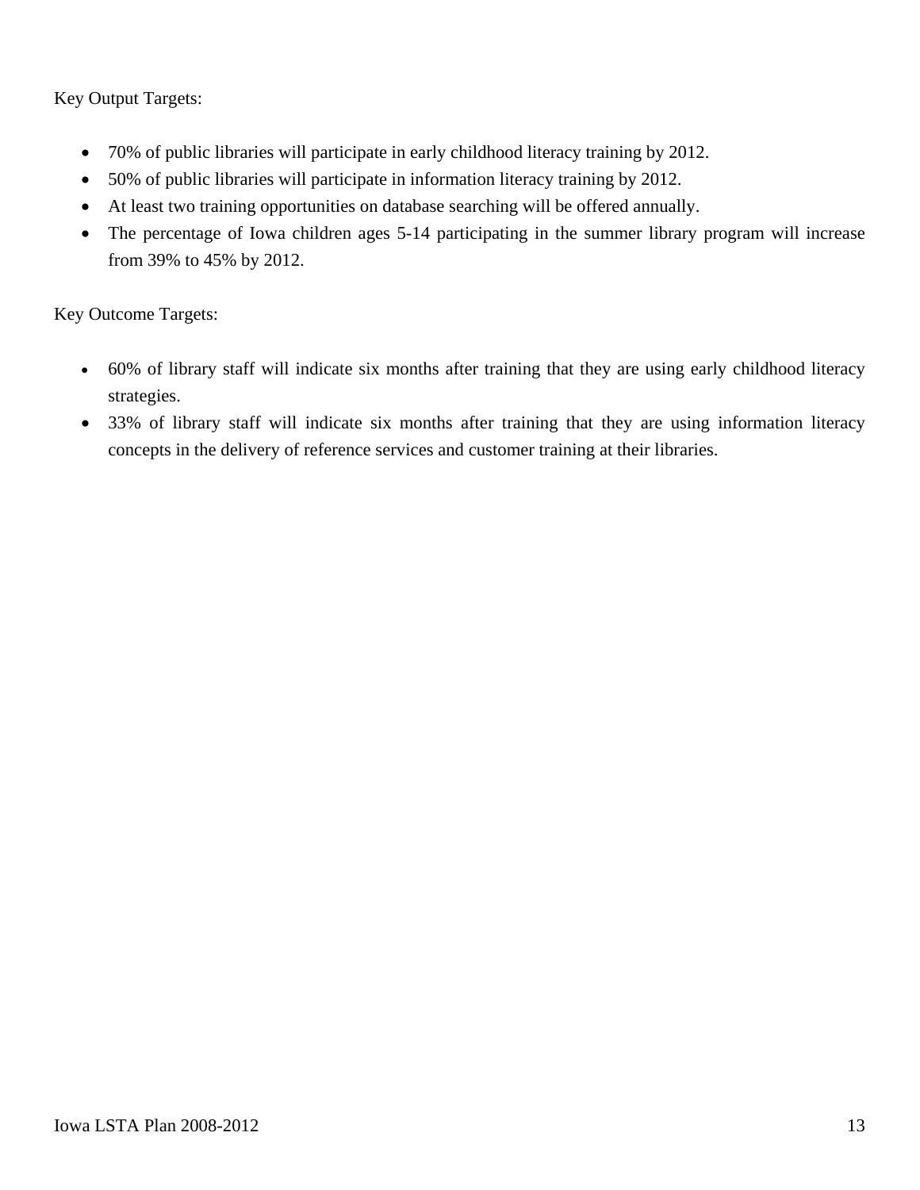Key Output Targets:

- 70% of public libraries will participate in early childhood literacy training by 2012.
- 50% of public libraries will participate in information literacy training by 2012.
- At least two training opportunities on database searching will be offered annually.
- The percentage of Iowa children ages 5-14 participating in the summer library program will increase from 39% to 45% by 2012.

Key Outcome Targets:

- 60% of library staff will indicate six months after training that they are using early childhood literacy strategies.
- 33% of library staff will indicate six months after training that they are using information literacy concepts in the delivery of reference services and customer training at their libraries.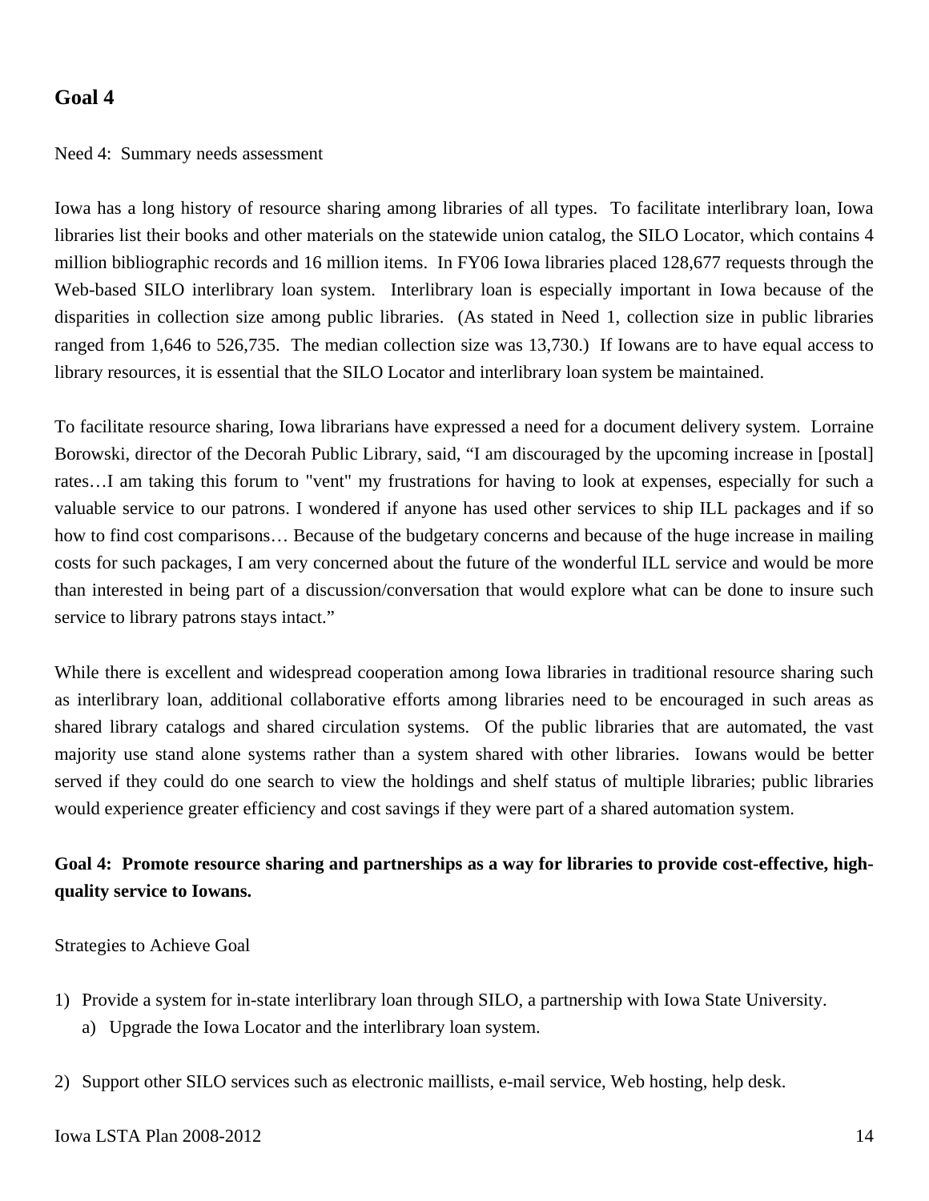## Goal 4

Need 4: Summary needs assessment

Iowa has a long history of resource sharing among libraries of all types. To facilitate interlibrary loan, Iowa libraries list their books and other materials on the statewide union catalog, the SILO Locator, which contains 4 million bibliographic records and 16 million items. In FY06 Iowa libraries placed 128,677 requests through the Web-based SILO interlibrary loan system. Interlibrary loan is especially important in Iowa because of the disparities in collection size among public libraries. (As stated in Need 1, collection size in public libraries ranged from 1,646 to 526,735. The median collection size was 13,730.) If Iowans are to have equal access to library resources, it is essential that the SILO Locator and interlibrary loan system be maintained.

To facilitate resource sharing, Iowa librarians have expressed a need for a document delivery system. Lorraine Borowski, director of the Decorah Public Library, said, "I am discouraged by the upcoming increase in [postal] rates…I am taking this forum to "vent" my frustrations for having to look at expenses, especially for such a valuable service to our patrons. I wondered if anyone has used other services to ship ILL packages and if so how to find cost comparisons… Because of the budgetary concerns and because of the huge increase in mailing costs for such packages, I am very concerned about the future of the wonderful ILL service and would be more than interested in being part of a discussion/conversation that would explore what can be done to insure such service to library patrons stays intact."

While there is excellent and widespread cooperation among Iowa libraries in traditional resource sharing such as interlibrary loan, additional collaborative efforts among libraries need to be encouraged in such areas as shared library catalogs and shared circulation systems. Of the public libraries that are automated, the vast majority use stand alone systems rather than a system shared with other libraries. Iowans would be better served if they could do one search to view the holdings and shelf status of multiple libraries; public libraries would experience greater efficiency and cost savings if they were part of a shared automation system.

**Goal 4: Promote resource sharing and partnerships as a way for libraries to provide cost-effective, high-quality service to Iowans.**

Strategies to Achieve Goal

1) Provide a system for in-state interlibrary loan through SILO, a partnership with Iowa State University.
   a) Upgrade the Iowa Locator and the interlibrary loan system.

2) Support other SILO services such as electronic maillists, e-mail service, Web hosting, help desk.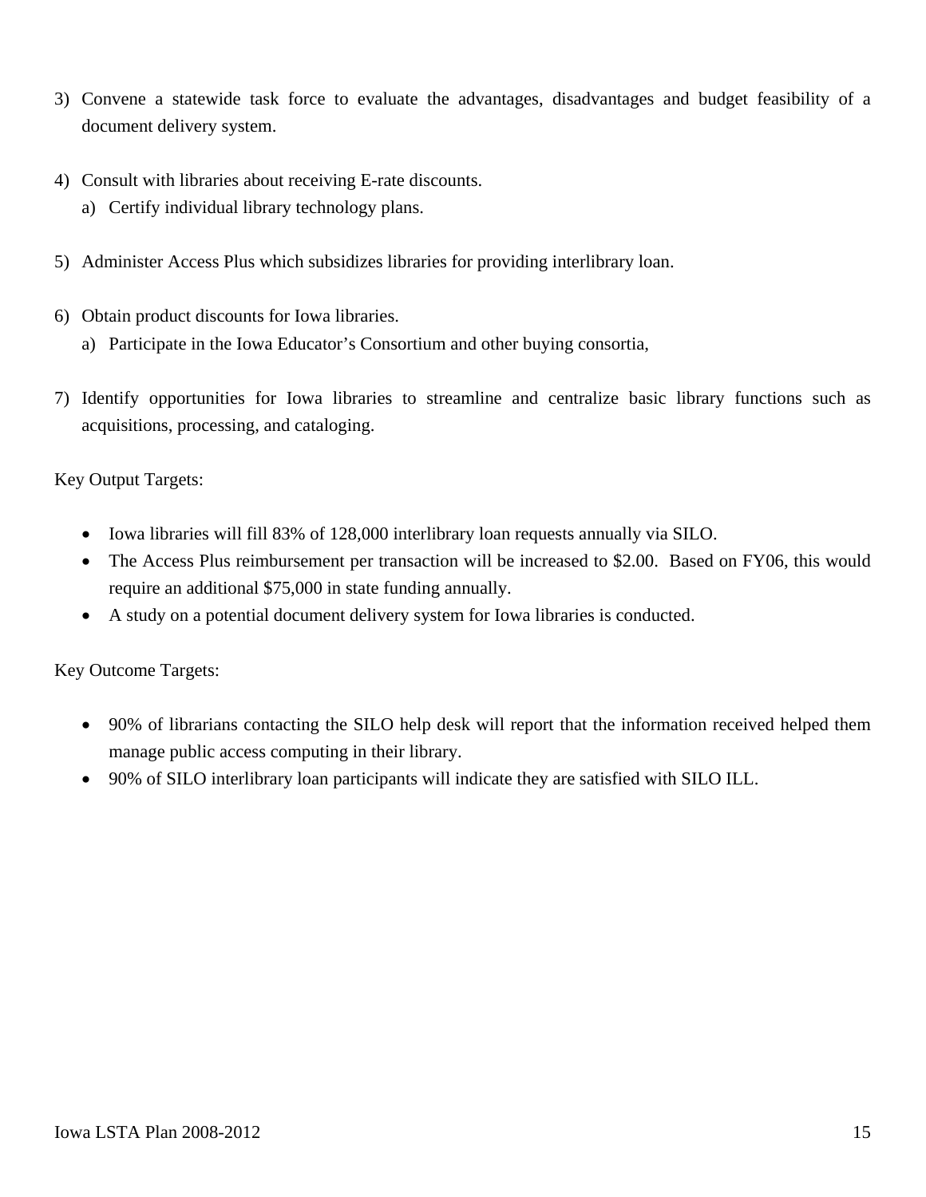3) Convene a statewide task force to evaluate the advantages, disadvantages and budget feasibility of a document delivery system.

4) Consult with libraries about receiving E-rate discounts.
   a) Certify individual library technology plans.

5) Administer Access Plus which subsidizes libraries for providing interlibrary loan.

6) Obtain product discounts for Iowa libraries.
   a) Participate in the Iowa Educator's Consortium and other buying consortia,

7) Identify opportunities for Iowa libraries to streamline and centralize basic library functions such as acquisitions, processing, and cataloging.

Key Output Targets:

- Iowa libraries will fill 83% of 128,000 interlibrary loan requests annually via SILO.
- The Access Plus reimbursement per transaction will be increased to $2.00. Based on FY06, this would require an additional $75,000 in state funding annually.
- A study on a potential document delivery system for Iowa libraries is conducted.

Key Outcome Targets:

- 90% of librarians contacting the SILO help desk will report that the information received helped them manage public access computing in their library.
- 90% of SILO interlibrary loan participants will indicate they are satisfied with SILO ILL.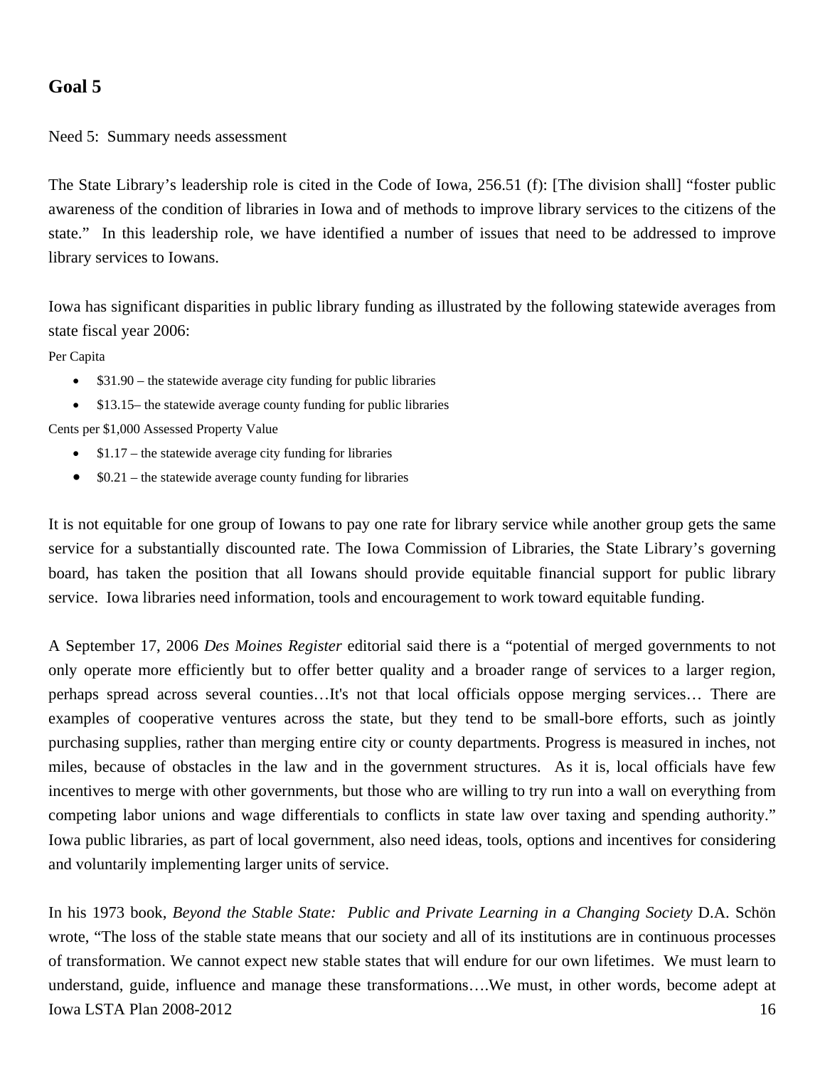## Goal 5

Need 5: Summary needs assessment

The State Library's leadership role is cited in the Code of Iowa, 256.51 (f): [The division shall] "foster public awareness of the condition of libraries in Iowa and of methods to improve library services to the citizens of the state." In this leadership role, we have identified a number of issues that need to be addressed to improve library services to Iowans.

Iowa has significant disparities in public library funding as illustrated by the following statewide averages from state fiscal year 2006:

Per Capita

- $31.90 – the statewide average city funding for public libraries
- $13.15– the statewide average county funding for public libraries

Cents per $1,000 Assessed Property Value

- $1.17 – the statewide average city funding for libraries
- $0.21 – the statewide average county funding for libraries

It is not equitable for one group of Iowans to pay one rate for library service while another group gets the same service for a substantially discounted rate. The Iowa Commission of Libraries, the State Library's governing board, has taken the position that all Iowans should provide equitable financial support for public library service. Iowa libraries need information, tools and encouragement to work toward equitable funding.

A September 17, 2006 *Des Moines Register* editorial said there is a "potential of merged governments to not only operate more efficiently but to offer better quality and a broader range of services to a larger region, perhaps spread across several counties…It's not that local officials oppose merging services… There are examples of cooperative ventures across the state, but they tend to be small-bore efforts, such as jointly purchasing supplies, rather than merging entire city or county departments. Progress is measured in inches, not miles, because of obstacles in the law and in the government structures. As it is, local officials have few incentives to merge with other governments, but those who are willing to try run into a wall on everything from competing labor unions and wage differentials to conflicts in state law over taxing and spending authority." Iowa public libraries, as part of local government, also need ideas, tools, options and incentives for considering and voluntarily implementing larger units of service.

In his 1973 book, *Beyond the Stable State: Public and Private Learning in a Changing Society* D.A. Schön wrote, "The loss of the stable state means that our society and all of its institutions are in continuous processes of transformation. We cannot expect new stable states that will endure for our own lifetimes. We must learn to understand, guide, influence and manage these transformations….We must, in other words, become adept at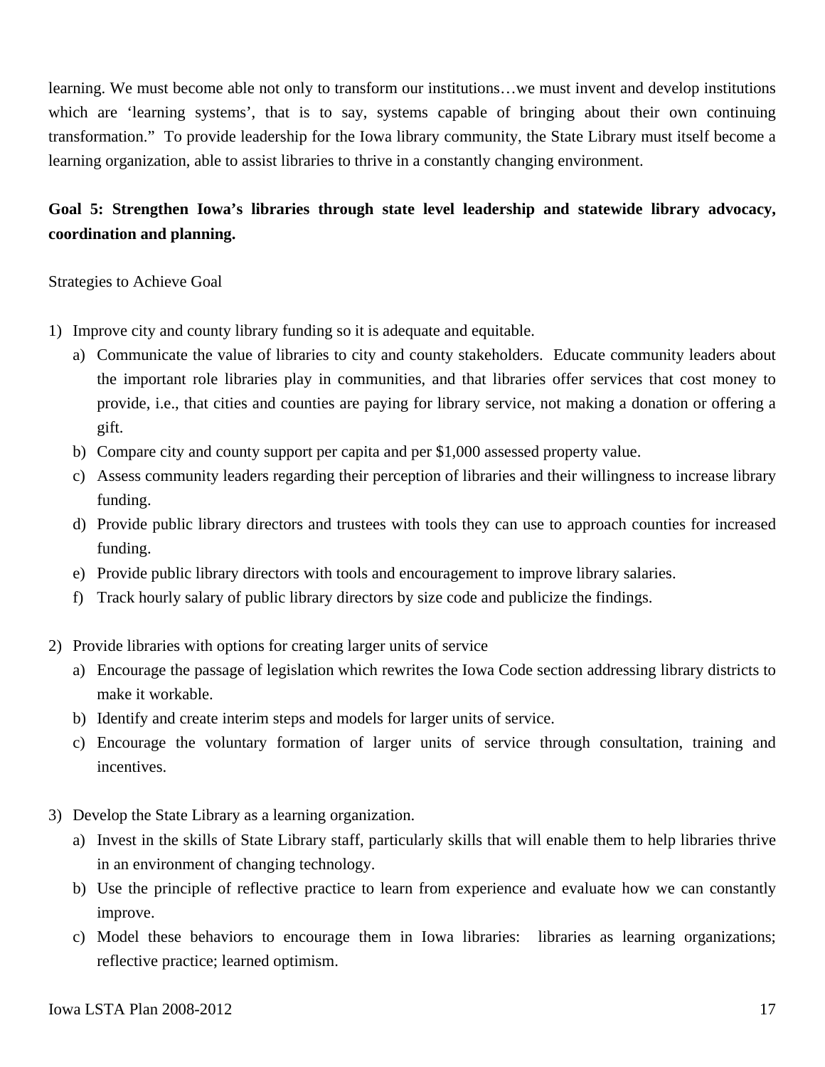learning. We must become able not only to transform our institutions…we must invent and develop institutions which are 'learning systems', that is to say, systems capable of bringing about their own continuing transformation." To provide leadership for the Iowa library community, the State Library must itself become a learning organization, able to assist libraries to thrive in a constantly changing environment.

**Goal 5: Strengthen Iowa's libraries through state level leadership and statewide library advocacy, coordination and planning.**

Strategies to Achieve Goal

1) Improve city and county library funding so it is adequate and equitable.
   a) Communicate the value of libraries to city and county stakeholders. Educate community leaders about the important role libraries play in communities, and that libraries offer services that cost money to provide, i.e., that cities and counties are paying for library service, not making a donation or offering a gift.
   b) Compare city and county support per capita and per $1,000 assessed property value.
   c) Assess community leaders regarding their perception of libraries and their willingness to increase library funding.
   d) Provide public library directors and trustees with tools they can use to approach counties for increased funding.
   e) Provide public library directors with tools and encouragement to improve library salaries.
   f) Track hourly salary of public library directors by size code and publicize the findings.

2) Provide libraries with options for creating larger units of service
   a) Encourage the passage of legislation which rewrites the Iowa Code section addressing library districts to make it workable.
   b) Identify and create interim steps and models for larger units of service.
   c) Encourage the voluntary formation of larger units of service through consultation, training and incentives.

3) Develop the State Library as a learning organization.
   a) Invest in the skills of State Library staff, particularly skills that will enable them to help libraries thrive in an environment of changing technology.
   b) Use the principle of reflective practice to learn from experience and evaluate how we can constantly improve.
   c) Model these behaviors to encourage them in Iowa libraries: libraries as learning organizations; reflective practice; learned optimism.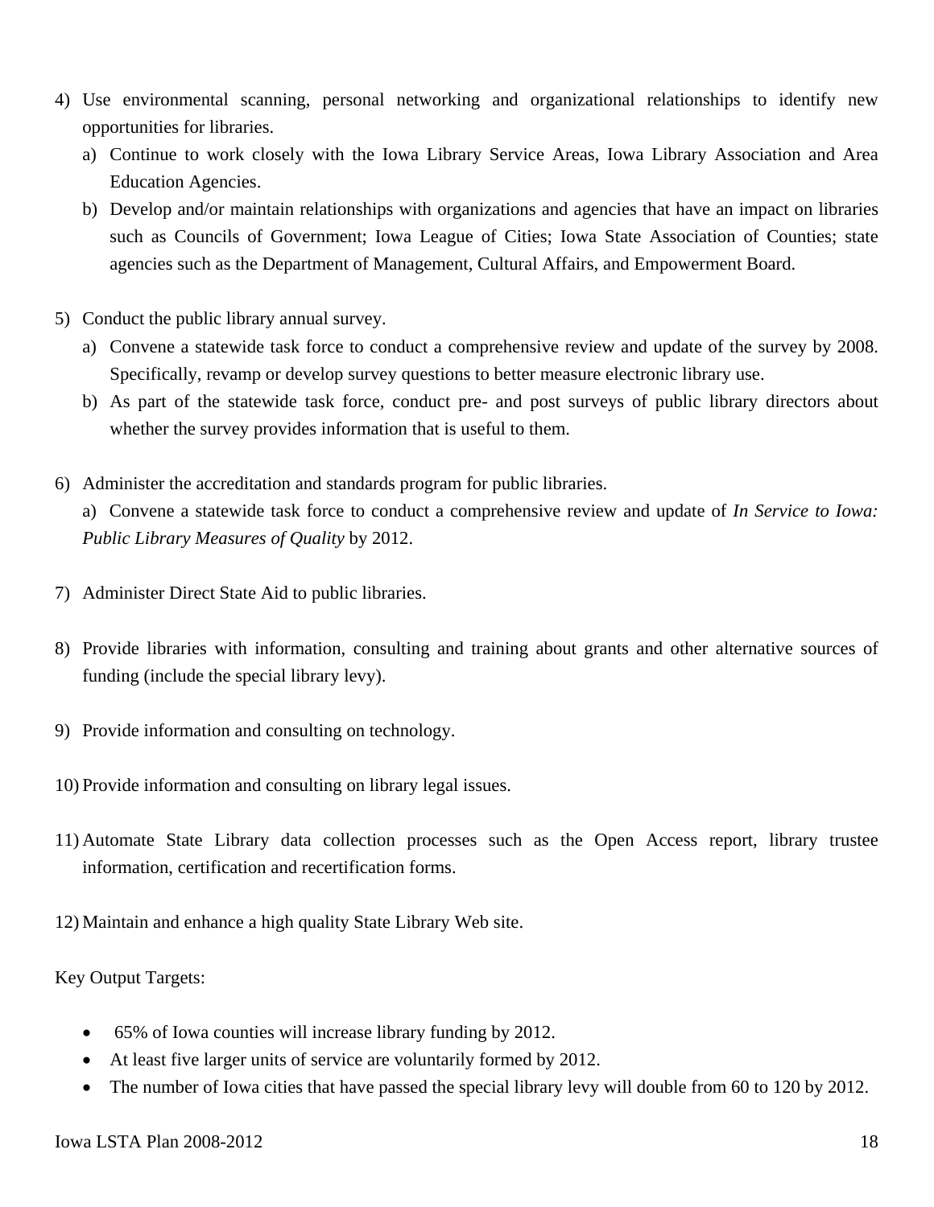4) Use environmental scanning, personal networking and organizational relationships to identify new opportunities for libraries.
   a) Continue to work closely with the Iowa Library Service Areas, Iowa Library Association and Area Education Agencies.
   b) Develop and/or maintain relationships with organizations and agencies that have an impact on libraries such as Councils of Government; Iowa League of Cities; Iowa State Association of Counties; state agencies such as the Department of Management, Cultural Affairs, and Empowerment Board.

5) Conduct the public library annual survey.
   a) Convene a statewide task force to conduct a comprehensive review and update of the survey by 2008. Specifically, revamp or develop survey questions to better measure electronic library use.
   b) As part of the statewide task force, conduct pre- and post surveys of public library directors about whether the survey provides information that is useful to them.

6) Administer the accreditation and standards program for public libraries.
   a) Convene a statewide task force to conduct a comprehensive review and update of *In Service to Iowa: Public Library Measures of Quality* by 2012.

7) Administer Direct State Aid to public libraries.

8) Provide libraries with information, consulting and training about grants and other alternative sources of funding (include the special library levy).

9) Provide information and consulting on technology.

10) Provide information and consulting on library legal issues.

11) Automate State Library data collection processes such as the Open Access report, library trustee information, certification and recertification forms.

12) Maintain and enhance a high quality State Library Web site.

Key Output Targets:

- 65% of Iowa counties will increase library funding by 2012.
- At least five larger units of service are voluntarily formed by 2012.
- The number of Iowa cities that have passed the special library levy will double from 60 to 120 by 2012.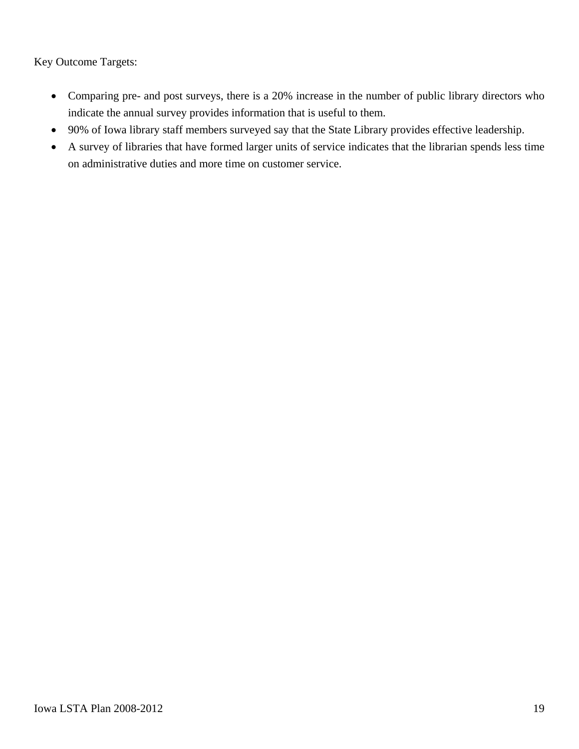Key Outcome Targets:

- Comparing pre- and post surveys, there is a 20% increase in the number of public library directors who indicate the annual survey provides information that is useful to them.
- 90% of Iowa library staff members surveyed say that the State Library provides effective leadership.
- A survey of libraries that have formed larger units of service indicates that the librarian spends less time on administrative duties and more time on customer service.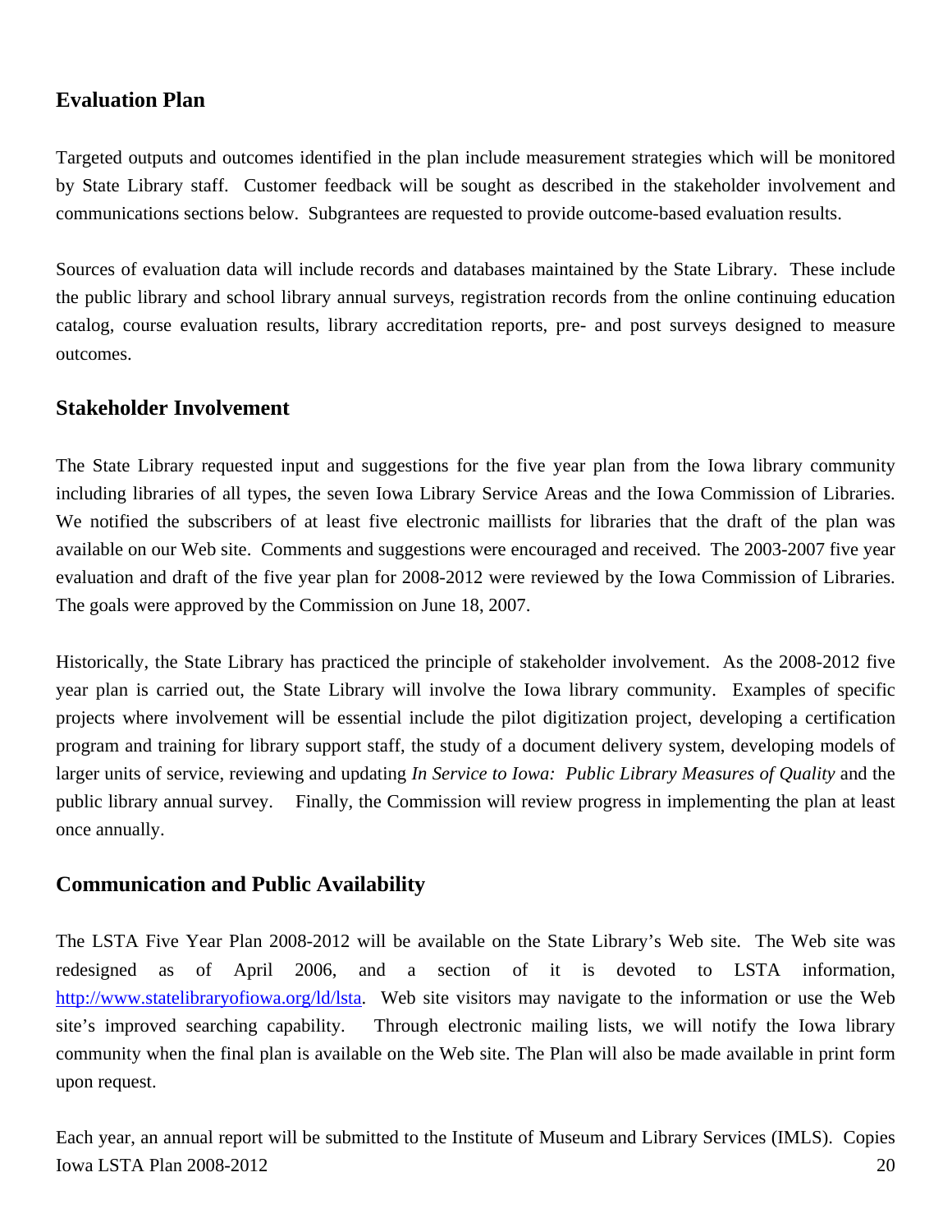## Evaluation Plan

Targeted outputs and outcomes identified in the plan include measurement strategies which will be monitored by State Library staff. Customer feedback will be sought as described in the stakeholder involvement and communications sections below. Subgrantees are requested to provide outcome-based evaluation results.

Sources of evaluation data will include records and databases maintained by the State Library. These include the public library and school library annual surveys, registration records from the online continuing education catalog, course evaluation results, library accreditation reports, pre- and post surveys designed to measure outcomes.

## Stakeholder Involvement

The State Library requested input and suggestions for the five year plan from the Iowa library community including libraries of all types, the seven Iowa Library Service Areas and the Iowa Commission of Libraries. We notified the subscribers of at least five electronic maillists for libraries that the draft of the plan was available on our Web site. Comments and suggestions were encouraged and received. The 2003-2007 five year evaluation and draft of the five year plan for 2008-2012 were reviewed by the Iowa Commission of Libraries. The goals were approved by the Commission on June 18, 2007.

Historically, the State Library has practiced the principle of stakeholder involvement. As the 2008-2012 five year plan is carried out, the State Library will involve the Iowa library community. Examples of specific projects where involvement will be essential include the pilot digitization project, developing a certification program and training for library support staff, the study of a document delivery system, developing models of larger units of service, reviewing and updating *In Service to Iowa: Public Library Measures of Quality* and the public library annual survey. Finally, the Commission will review progress in implementing the plan at least once annually.

## Communication and Public Availability

The LSTA Five Year Plan 2008-2012 will be available on the State Library's Web site. The Web site was redesigned as of April 2006, and a section of it is devoted to LSTA information, http://www.statelibraryofiowa.org/ld/lsta. Web site visitors may navigate to the information or use the Web site's improved searching capability. Through electronic mailing lists, we will notify the Iowa library community when the final plan is available on the Web site. The Plan will also be made available in print form upon request.

Each year, an annual report will be submitted to the Institute of Museum and Library Services (IMLS). Copies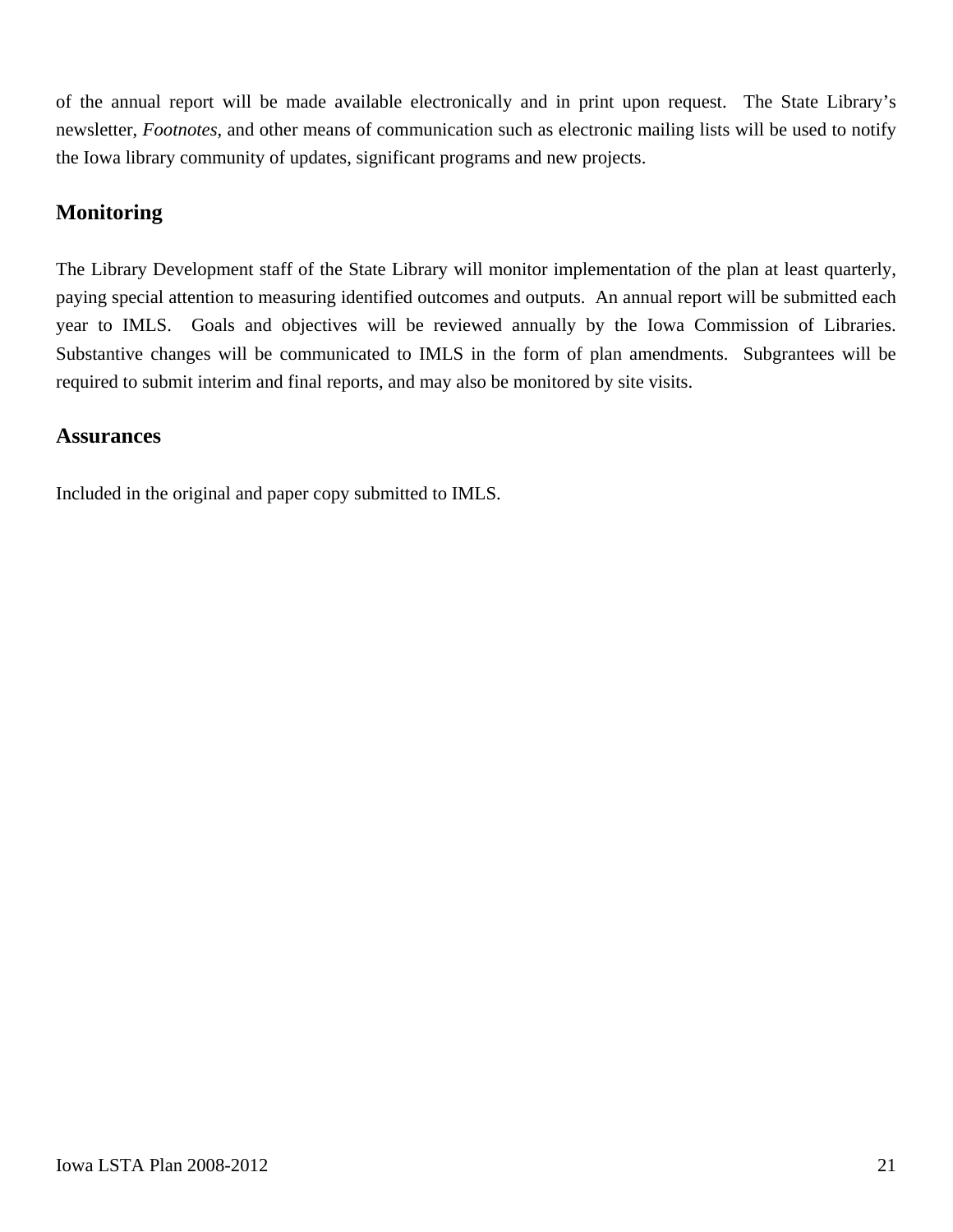of the annual report will be made available electronically and in print upon request. The State Library's newsletter, *Footnotes*, and other means of communication such as electronic mailing lists will be used to notify the Iowa library community of updates, significant programs and new projects.

## Monitoring

The Library Development staff of the State Library will monitor implementation of the plan at least quarterly, paying special attention to measuring identified outcomes and outputs. An annual report will be submitted each year to IMLS. Goals and objectives will be reviewed annually by the Iowa Commission of Libraries. Substantive changes will be communicated to IMLS in the form of plan amendments. Subgrantees will be required to submit interim and final reports, and may also be monitored by site visits.

## Assurances

Included in the original and paper copy submitted to IMLS.